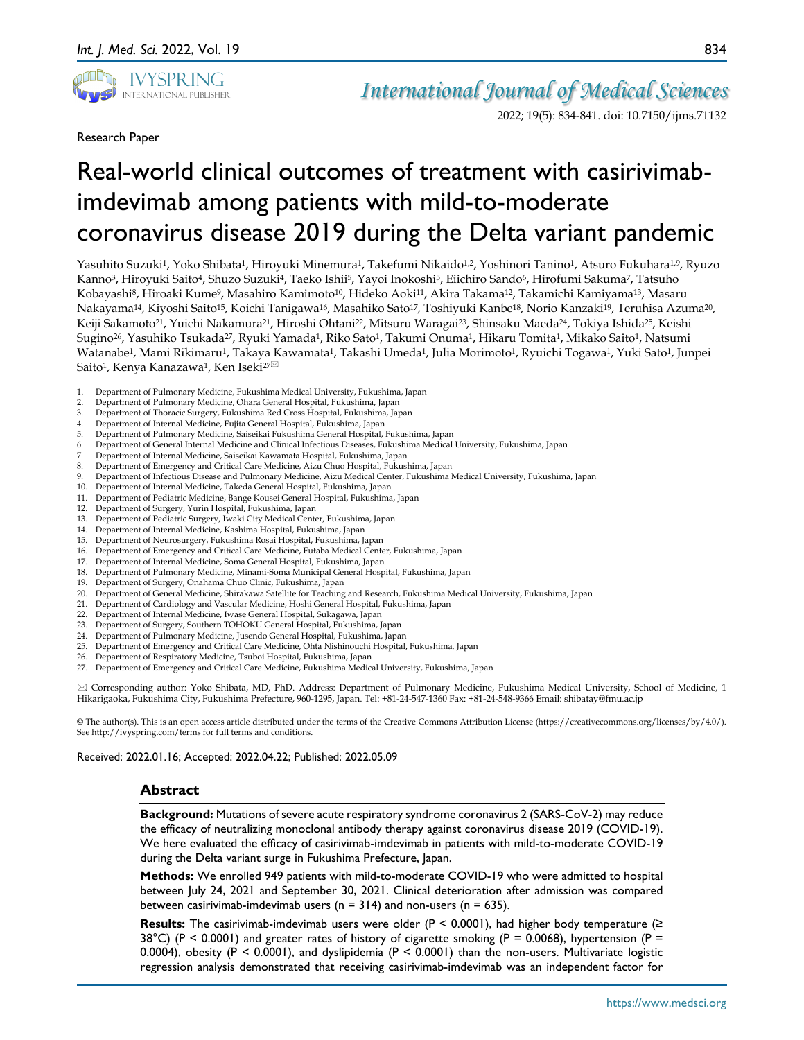Research Paper

# Real-world clinical outcomes of treatment with casirivimab-imdevimab among patients with mild-to-moderate coronavirus disease 2019 during the Delta variant pandemic

Yasuhito Suzuki[1], Yoko Shibata[1], Hiroyuki Minemura[1], Takefumi Nikaido[1,2], Yoshinori Tanino[1], Atsuro Fukuhara[1,9], Ryuzo Kanno[3], Hiroyuki Saito[4], Shuzo Suzuki[4], Taeko Ishii[5], Yayoi Inokoshi[5], Eiichiro Sando[6], Hirofumi Sakuma[7], Tatsuho Kobayashi[8], Hiroaki Kume[9], Masahiro Kamimoto[10], Hideko Aoki[11], Akira Takama[12], Takamichi Kamiyama[13], Masaru Nakayama[14], Kiyoshi Saito[15], Koichi Tanigawa[16], Masahiko Sato[17], Toshiyuki Kanbe[18], Norio Kanzaki[19], Teruhisa Azuma[20], Keiji Sakamoto[21], Yuichi Nakamura[21], Hiroshi Ohtani[22], Mitsuru Waragai[23], Shinsaku Maeda[24], Tokiya Ishida[25], Keishi Sugino[26], Yasuhiko Tsukada[27], Ryuki Yamada[1], Riko Sato[1], Takumi Onuma[1], Hikaru Tomita[1], Mikako Saito[1], Natsumi Watanabe[1], Mami Rikimaru[1], Takaya Kawamata[1], Takashi Umeda[1], Julia Morimoto[1], Ryuichi Togawa[1], Yuki Sato[1], Junpei Saito[1], Kenya Kanazawa[1], Ken Iseki[27]✉

1. Department of Pulmonary Medicine, Fukushima Medical University, Fukushima, Japan
2. Department of Pulmonary Medicine, Ohara General Hospital, Fukushima, Japan
3. Department of Thoracic Surgery, Fukushima Red Cross Hospital, Fukushima, Japan
4. Department of Internal Medicine, Fujita General Hospital, Fukushima, Japan
5. Department of Pulmonary Medicine, Saiseikai Fukushima General Hospital, Fukushima, Japan
6. Department of General Internal Medicine and Clinical Infectious Diseases, Fukushima Medical University, Fukushima, Japan
7. Department of Internal Medicine, Saiseikai Kawamata Hospital, Fukushima, Japan
8. Department of Emergency and Critical Care Medicine, Aizu Chuo Hospital, Fukushima, Japan
9. Department of Infectious Disease and Pulmonary Medicine, Aizu Medical Center, Fukushima Medical University, Fukushima, Japan
10. Department of Internal Medicine, Takeda General Hospital, Fukushima, Japan
11. Department of Pediatric Medicine, Bange Kousei General Hospital, Fukushima, Japan
12. Department of Surgery, Yurin Hospital, Fukushima, Japan
13. Department of Pediatric Surgery, Iwaki City Medical Center, Fukushima, Japan
14. Department of Internal Medicine, Kashima Hospital, Fukushima, Japan
15. Department of Neurosurgery, Fukushima Rosai Hospital, Fukushima, Japan
16. Department of Emergency and Critical Care Medicine, Futaba Medical Center, Fukushima, Japan
17. Department of Internal Medicine, Soma General Hospital, Fukushima, Japan
18. Department of Pulmonary Medicine, Minami-Soma Municipal General Hospital, Fukushima, Japan
19. Department of Surgery, Onahama Chuo Clinic, Fukushima, Japan
20. Department of General Medicine, Shirakawa Satellite for Teaching and Research, Fukushima Medical University, Fukushima, Japan
21. Department of Cardiology and Vascular Medicine, Hoshi General Hospital, Fukushima, Japan
22. Department of Internal Medicine, Iwase General Hospital, Sukagawa, Japan
23. Department of Surgery, Southern TOHOKU General Hospital, Fukushima, Japan
24. Department of Pulmonary Medicine, Jusendo General Hospital, Fukushima, Japan
25. Department of Emergency and Critical Care Medicine, Ohta Nishinouchi Hospital, Fukushima, Japan
26. Department of Respiratory Medicine, Tsuboi Hospital, Fukushima, Japan
27. Department of Emergency and Critical Care Medicine, Fukushima Medical University, Fukushima, Japan

✉ Corresponding author: Yoko Shibata, MD, PhD. Address: Department of Pulmonary Medicine, Fukushima Medical University, School of Medicine, 1 Hikarigaoka, Fukushima City, Fukushima Prefecture, 960-1295, Japan. Tel: +81-24-547-1360 Fax: +81-24-548-9366 Email: shibatay@fmu.ac.jp

© The author(s). This is an open access article distributed under the terms of the Creative Commons Attribution License (https://creativecommons.org/licenses/by/4.0/). See http://ivyspring.com/terms for full terms and conditions.

Received: 2022.01.16; Accepted: 2022.04.22; Published: 2022.05.09

## Abstract

**Background:** Mutations of severe acute respiratory syndrome coronavirus 2 (SARS-CoV-2) may reduce the efficacy of neutralizing monoclonal antibody therapy against coronavirus disease 2019 (COVID-19). We here evaluated the efficacy of casirivimab-imdevimab in patients with mild-to-moderate COVID-19 during the Delta variant surge in Fukushima Prefecture, Japan.

**Methods:** We enrolled 949 patients with mild-to-moderate COVID-19 who were admitted to hospital between July 24, 2021 and September 30, 2021. Clinical deterioration after admission was compared between casirivimab-imdevimab users (n = 314) and non-users (n = 635).

**Results:** The casirivimab-imdevimab users were older ($P < 0.0001$), had higher body temperature (≥ 38°C) ($P < 0.0001$) and greater rates of history of cigarette smoking ($P = 0.0068$), hypertension ($P = 0.0004$), obesity ($P < 0.0001$), and dyslipidemia ($P < 0.0001$) than the non-users. Multivariate logistic regression analysis demonstrated that receiving casirivimab-imdevimab was an independent factor for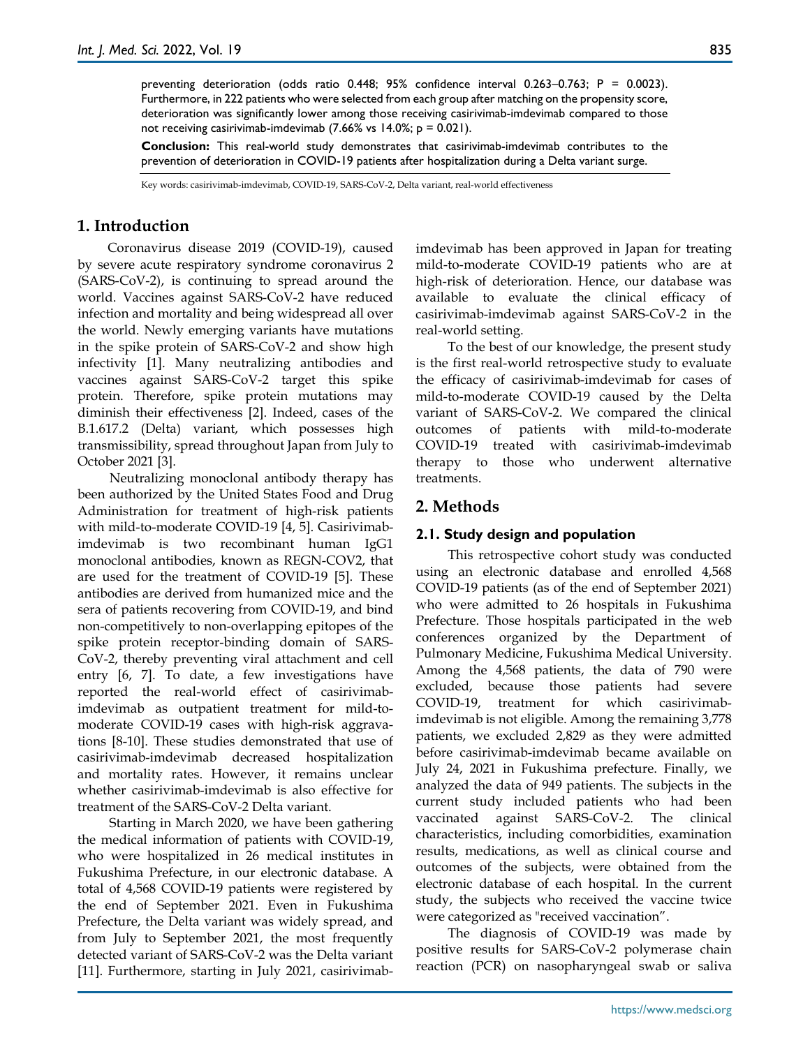preventing deterioration (odds ratio 0.448; 95% confidence interval 0.263–0.763; P = 0.0023). Furthermore, in 222 patients who were selected from each group after matching on the propensity score, deterioration was significantly lower among those receiving casirivimab-imdevimab compared to those not receiving casirivimab-imdevimab (7.66% vs 14.0%; p = 0.021).

**Conclusion:** This real-world study demonstrates that casirivimab-imdevimab contributes to the prevention of deterioration in COVID-19 patients after hospitalization during a Delta variant surge.

Key words: casirivimab-imdevimab, COVID-19, SARS-CoV-2, Delta variant, real-world effectiveness

## 1. Introduction

Coronavirus disease 2019 (COVID-19), caused by severe acute respiratory syndrome coronavirus 2 (SARS-CoV-2), is continuing to spread around the world. Vaccines against SARS-CoV-2 have reduced infection and mortality and being widespread all over the world. Newly emerging variants have mutations in the spike protein of SARS-CoV-2 and show high infectivity [1]. Many neutralizing antibodies and vaccines against SARS-CoV-2 target this spike protein. Therefore, spike protein mutations may diminish their effectiveness [2]. Indeed, cases of the B.1.617.2 (Delta) variant, which possesses high transmissibility, spread throughout Japan from July to October 2021 [3].

Neutralizing monoclonal antibody therapy has been authorized by the United States Food and Drug Administration for treatment of high-risk patients with mild-to-moderate COVID-19 [4, 5]. Casirivimab-imdevimab is two recombinant human IgG1 monoclonal antibodies, known as REGN-COV2, that are used for the treatment of COVID-19 [5]. These antibodies are derived from humanized mice and the sera of patients recovering from COVID-19, and bind non-competitively to non-overlapping epitopes of the spike protein receptor-binding domain of SARS-CoV-2, thereby preventing viral attachment and cell entry [6, 7]. To date, a few investigations have reported the real-world effect of casirivimab-imdevimab as outpatient treatment for mild-to-moderate COVID-19 cases with high-risk aggravations [8-10]. These studies demonstrated that use of casirivimab-imdevimab decreased hospitalization and mortality rates. However, it remains unclear whether casirivimab-imdevimab is also effective for treatment of the SARS-CoV-2 Delta variant.

Starting in March 2020, we have been gathering the medical information of patients with COVID-19, who were hospitalized in 26 medical institutes in Fukushima Prefecture, in our electronic database. A total of 4,568 COVID-19 patients were registered by the end of September 2021. Even in Fukushima Prefecture, the Delta variant was widely spread, and from July to September 2021, the most frequently detected variant of SARS-CoV-2 was the Delta variant [11]. Furthermore, starting in July 2021, casirivimab-imdevimab has been approved in Japan for treating mild-to-moderate COVID-19 patients who are at high-risk of deterioration. Hence, our database was available to evaluate the clinical efficacy of casirivimab-imdevimab against SARS-CoV-2 in the real-world setting.

To the best of our knowledge, the present study is the first real-world retrospective study to evaluate the efficacy of casirivimab-imdevimab for cases of mild-to-moderate COVID-19 caused by the Delta variant of SARS-CoV-2. We compared the clinical outcomes of patients with mild-to-moderate COVID-19 treated with casirivimab-imdevimab therapy to those who underwent alternative treatments.

## 2. Methods

### 2.1. Study design and population

This retrospective cohort study was conducted using an electronic database and enrolled 4,568 COVID-19 patients (as of the end of September 2021) who were admitted to 26 hospitals in Fukushima Prefecture. Those hospitals participated in the web conferences organized by the Department of Pulmonary Medicine, Fukushima Medical University. Among the 4,568 patients, the data of 790 were excluded, because those patients had severe COVID-19, treatment for which casirivimab-imdevimab is not eligible. Among the remaining 3,778 patients, we excluded 2,829 as they were admitted before casirivimab-imdevimab became available on July 24, 2021 in Fukushima prefecture. Finally, we analyzed the data of 949 patients. The subjects in the current study included patients who had been vaccinated against SARS-CoV-2. The clinical characteristics, including comorbidities, examination results, medications, as well as clinical course and outcomes of the subjects, were obtained from the electronic database of each hospital. In the current study, the subjects who received the vaccine twice were categorized as "received vaccination".

The diagnosis of COVID-19 was made by positive results for SARS-CoV-2 polymerase chain reaction (PCR) on nasopharyngeal swab or saliva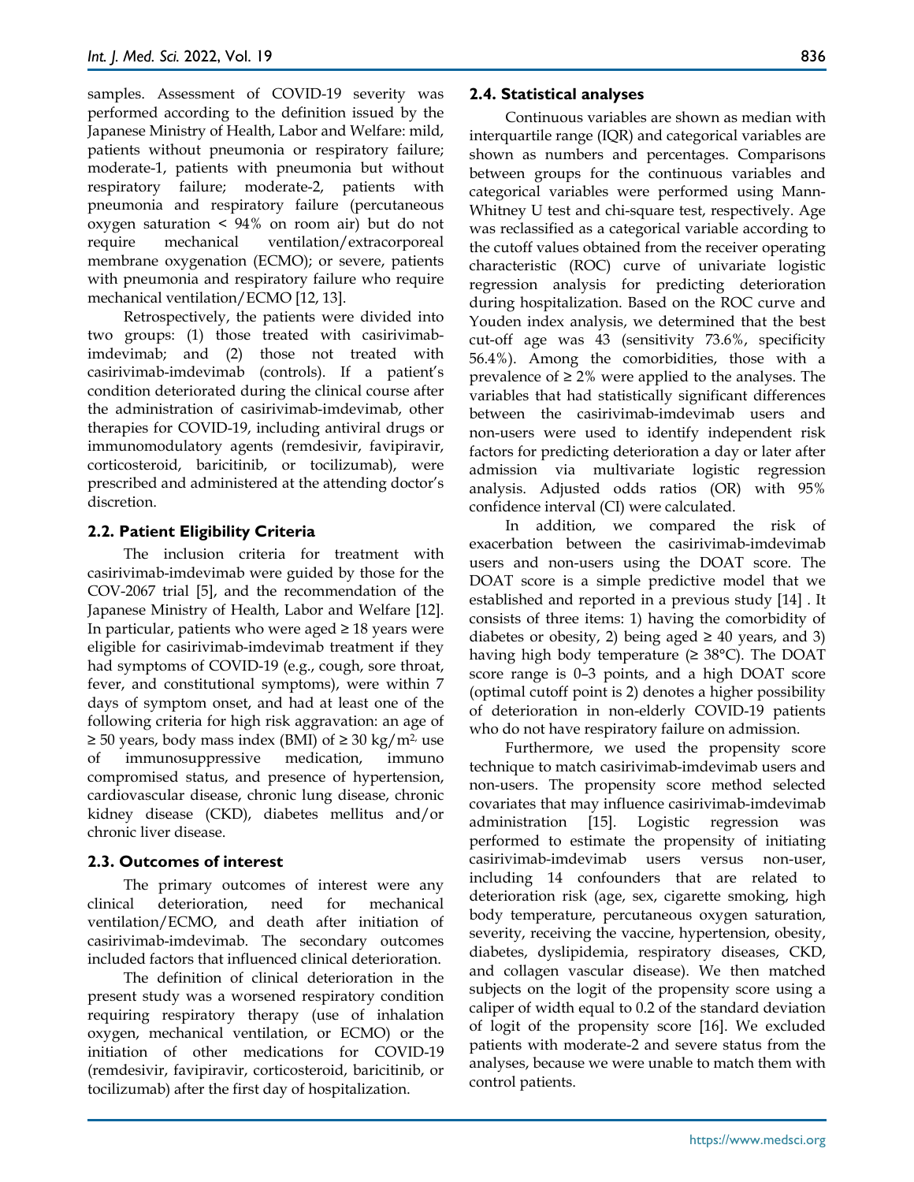samples. Assessment of COVID-19 severity was performed according to the definition issued by the Japanese Ministry of Health, Labor and Welfare: mild, patients without pneumonia or respiratory failure; moderate-1, patients with pneumonia but without respiratory failure; moderate-2, patients with pneumonia and respiratory failure (percutaneous oxygen saturation < 94% on room air) but do not require mechanical ventilation/extracorporeal membrane oxygenation (ECMO); or severe, patients with pneumonia and respiratory failure who require mechanical ventilation/ECMO [12, 13].

Retrospectively, the patients were divided into two groups: (1) those treated with casirivimab-imdevimab; and (2) those not treated with casirivimab-imdevimab (controls). If a patient's condition deteriorated during the clinical course after the administration of casirivimab-imdevimab, other therapies for COVID-19, including antiviral drugs or immunomodulatory agents (remdesivir, favipiravir, corticosteroid, baricitinib, or tocilizumab), were prescribed and administered at the attending doctor's discretion.

### 2.2. Patient Eligibility Criteria

The inclusion criteria for treatment with casirivimab-imdevimab were guided by those for the COV-2067 trial [5], and the recommendation of the Japanese Ministry of Health, Labor and Welfare [12]. In particular, patients who were aged ≥ 18 years were eligible for casirivimab-imdevimab treatment if they had symptoms of COVID-19 (e.g., cough, sore throat, fever, and constitutional symptoms), were within 7 days of symptom onset, and had at least one of the following criteria for high risk aggravation: an age of ≥ 50 years, body mass index (BMI) of ≥ 30 kg/m$^2$, use of immunosuppressive medication, immuno compromised status, and presence of hypertension, cardiovascular disease, chronic lung disease, chronic kidney disease (CKD), diabetes mellitus and/or chronic liver disease.

### 2.3. Outcomes of interest

The primary outcomes of interest were any clinical deterioration, need for mechanical ventilation/ECMO, and death after initiation of casirivimab-imdevimab. The secondary outcomes included factors that influenced clinical deterioration.

The definition of clinical deterioration in the present study was a worsened respiratory condition requiring respiratory therapy (use of inhalation oxygen, mechanical ventilation, or ECMO) or the initiation of other medications for COVID-19 (remdesivir, favipiravir, corticosteroid, baricitinib, or tocilizumab) after the first day of hospitalization.

### 2.4. Statistical analyses

Continuous variables are shown as median with interquartile range (IQR) and categorical variables are shown as numbers and percentages. Comparisons between groups for the continuous variables and categorical variables were performed using Mann-Whitney U test and chi-square test, respectively. Age was reclassified as a categorical variable according to the cutoff values obtained from the receiver operating characteristic (ROC) curve of univariate logistic regression analysis for predicting deterioration during hospitalization. Based on the ROC curve and Youden index analysis, we determined that the best cut-off age was 43 (sensitivity 73.6%, specificity 56.4%). Among the comorbidities, those with a prevalence of ≥ 2% were applied to the analyses. The variables that had statistically significant differences between the casirivimab-imdevimab users and non-users were used to identify independent risk factors for predicting deterioration a day or later after admission via multivariate logistic regression analysis. Adjusted odds ratios (OR) with 95% confidence interval (CI) were calculated.

In addition, we compared the risk of exacerbation between the casirivimab-imdevimab users and non-users using the DOAT score. The DOAT score is a simple predictive model that we established and reported in a previous study [14] . It consists of three items: 1) having the comorbidity of diabetes or obesity, 2) being aged ≥ 40 years, and 3) having high body temperature (≥ 38°C). The DOAT score range is 0–3 points, and a high DOAT score (optimal cutoff point is 2) denotes a higher possibility of deterioration in non-elderly COVID-19 patients who do not have respiratory failure on admission.

Furthermore, we used the propensity score technique to match casirivimab-imdevimab users and non-users. The propensity score method selected covariates that may influence casirivimab-imdevimab administration [15]. Logistic regression was performed to estimate the propensity of initiating casirivimab-imdevimab users versus non-user, including 14 confounders that are related to deterioration risk (age, sex, cigarette smoking, high body temperature, percutaneous oxygen saturation, severity, receiving the vaccine, hypertension, obesity, diabetes, dyslipidemia, respiratory diseases, CKD, and collagen vascular disease). We then matched subjects on the logit of the propensity score using a caliper of width equal to 0.2 of the standard deviation of logit of the propensity score [16]. We excluded patients with moderate-2 and severe status from the analyses, because we were unable to match them with control patients.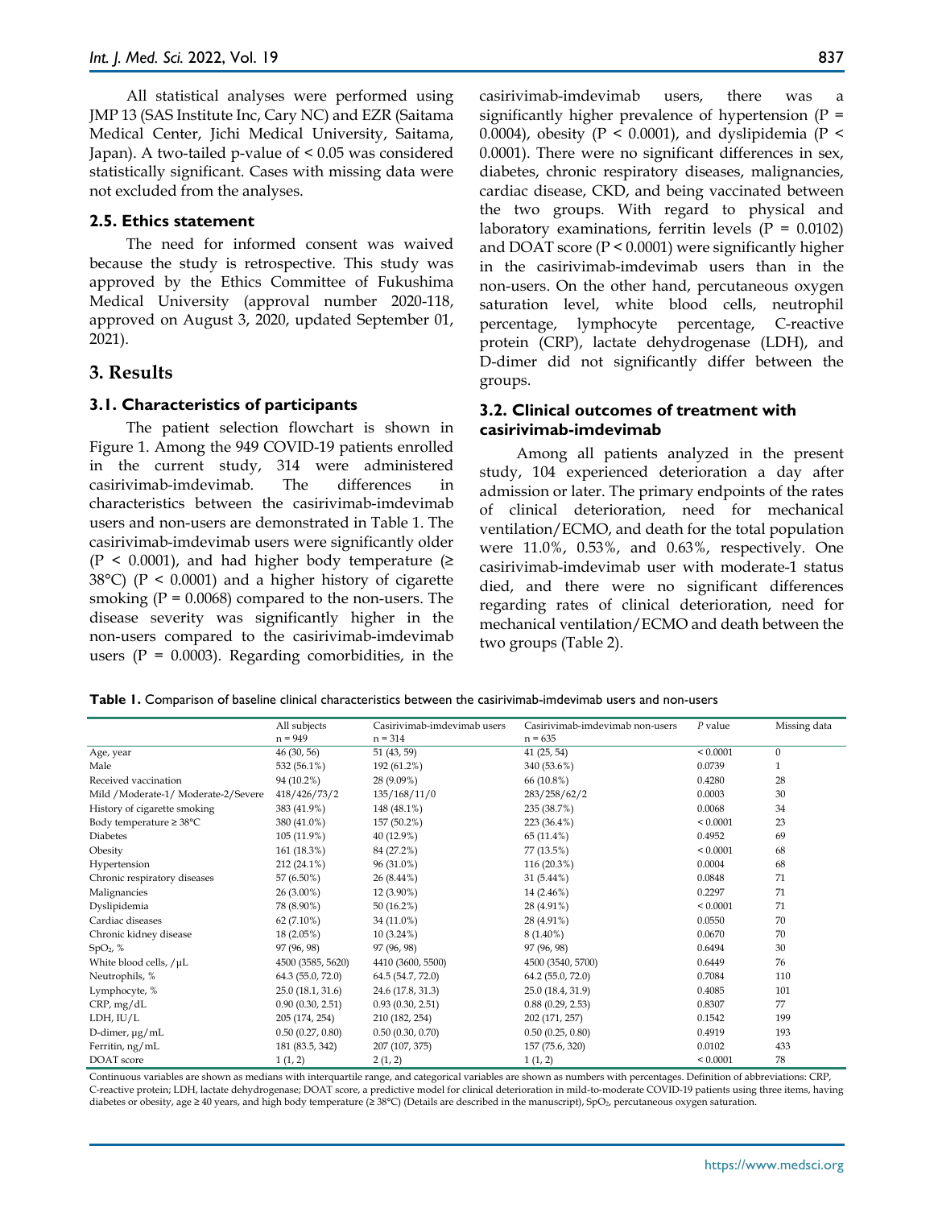All statistical analyses were performed using JMP 13 (SAS Institute Inc, Cary NC) and EZR (Saitama Medical Center, Jichi Medical University, Saitama, Japan). A two-tailed p-value of < 0.05 was considered statistically significant. Cases with missing data were not excluded from the analyses.

### 2.5. Ethics statement

The need for informed consent was waived because the study is retrospective. This study was approved by the Ethics Committee of Fukushima Medical University (approval number 2020-118, approved on August 3, 2020, updated September 01, 2021).

## 3. Results

### 3.1. Characteristics of participants

The patient selection flowchart is shown in Figure 1. Among the 949 COVID-19 patients enrolled in the current study, 314 were administered casirivimab-imdevimab. The differences in characteristics between the casirivimab-imdevimab users and non-users are demonstrated in Table 1. The casirivimab-imdevimab users were significantly older ($P < 0.0001$), and had higher body temperature (≥ 38°C) ($P < 0.0001$) and a higher history of cigarette smoking ($P = 0.0068$) compared to the non-users. The disease severity was significantly higher in the non-users compared to the casirivimab-imdevimab users ($P = 0.0003$). Regarding comorbidities, in the casirivimab-imdevimab users, there was a significantly higher prevalence of hypertension ($P = 0.0004$), obesity ($P < 0.0001$), and dyslipidemia ($P < 0.0001$). There were no significant differences in sex, diabetes, chronic respiratory diseases, malignancies, cardiac disease, CKD, and being vaccinated between the two groups. With regard to physical and laboratory examinations, ferritin levels ($P = 0.0102$) and DOAT score ($P < 0.0001$) were significantly higher in the casirivimab-imdevimab users than in the non-users. On the other hand, percutaneous oxygen saturation level, white blood cells, neutrophil percentage, lymphocyte percentage, C-reactive protein (CRP), lactate dehydrogenase (LDH), and D-dimer did not significantly differ between the groups.

### 3.2. Clinical outcomes of treatment with casirivimab-imdevimab

Among all patients analyzed in the present study, 104 experienced deterioration a day after admission or later. The primary endpoints of the rates of clinical deterioration, need for mechanical ventilation/ECMO, and death for the total population were 11.0%, 0.53%, and 0.63%, respectively. One casirivimab-imdevimab user with moderate-1 status died, and there were no significant differences regarding rates of clinical deterioration, need for mechanical ventilation/ECMO and death between the two groups (Table 2).

**Table 1.** Comparison of baseline clinical characteristics between the casirivimab-imdevimab users and non-users

| | All subjects n = 949 | Casirivimab-imdevimab users n = 314 | Casirivimab-imdevimab non-users n = 635 | *P* value | Missing data |
|---|---|---|---|---|---|
| Age, year | 46 (30, 56) | 51 (43, 59) | 41 (25, 54) | < 0.0001 | 0 |
| Male | 532 (56.1%) | 192 (61.2%) | 340 (53.6%) | 0.0739 | 1 |
| Received vaccination | 94 (10.2%) | 28 (9.09%) | 66 (10.8%) | 0.4280 | 28 |
| Mild /Moderate-1/ Moderate-2/Severe | 418/426/73/2 | 135/168/11/0 | 283/258/62/2 | 0.0003 | 30 |
| History of cigarette smoking | 383 (41.9%) | 148 (48.1%) | 235 (38.7%) | 0.0068 | 34 |
| Body temperature ≥ 38°C | 380 (41.0%) | 157 (50.2%) | 223 (36.4%) | < 0.0001 | 23 |
| Diabetes | 105 (11.9%) | 40 (12.9%) | 65 (11.4%) | 0.4952 | 69 |
| Obesity | 161 (18.3%) | 84 (27.2%) | 77 (13.5%) | < 0.0001 | 68 |
| Hypertension | 212 (24.1%) | 96 (31.0%) | 116 (20.3%) | 0.0004 | 68 |
| Chronic respiratory diseases | 57 (6.50%) | 26 (8.44%) | 31 (5.44%) | 0.0848 | 71 |
| Malignancies | 26 (3.00%) | 12 (3.90%) | 14 (2.46%) | 0.2297 | 71 |
| Dyslipidemia | 78 (8.90%) | 50 (16.2%) | 28 (4.91%) | < 0.0001 | 71 |
| Cardiac diseases | 62 (7.10%) | 34 (11.0%) | 28 (4.91%) | 0.0550 | 70 |
| Chronic kidney disease | 18 (2.05%) | 10 (3.24%) | 8 (1.40%) | 0.0670 | 70 |
| $SpO_2$, % | 97 (96, 98) | 97 (96, 98) | 97 (96, 98) | 0.6494 | 30 |
| White blood cells, /µL | 4500 (3585, 5620) | 4410 (3600, 5500) | 4500 (3540, 5700) | 0.6449 | 76 |
| Neutrophils, % | 64.3 (55.0, 72.0) | 64.5 (54.7, 72.0) | 64.2 (55.0, 72.0) | 0.7084 | 110 |
| Lymphocyte, % | 25.0 (18.1, 31.6) | 24.6 (17.8, 31.3) | 25.0 (18.4, 31.9) | 0.4085 | 101 |
| CRP, mg/dL | 0.90 (0.30, 2.51) | 0.93 (0.30, 2.51) | 0.88 (0.29, 2.53) | 0.8307 | 77 |
| LDH, IU/L | 205 (174, 254) | 210 (182, 254) | 202 (171, 257) | 0.1542 | 199 |
| D-dimer, µg/mL | 0.50 (0.27, 0.80) | 0.50 (0.30, 0.70) | 0.50 (0.25, 0.80) | 0.4919 | 193 |
| Ferritin, ng/mL | 181 (83.5, 342) | 207 (107, 375) | 157 (75.6, 320) | 0.0102 | 433 |
| DOAT score | 1 (1, 2) | 2 (1, 2) | 1 (1, 2) | < 0.0001 | 78 |

Continuous variables are shown as medians with interquartile range, and categorical variables are shown as numbers with percentages. Definition of abbreviations: CRP, C-reactive protein; LDH, lactate dehydrogenase; DOAT score, a predictive model for clinical deterioration in mild-to-moderate COVID-19 patients using three items, having diabetes or obesity, age ≥ 40 years, and high body temperature (≥ 38°C) (Details are described in the manuscript), $SpO_2$, percutaneous oxygen saturation.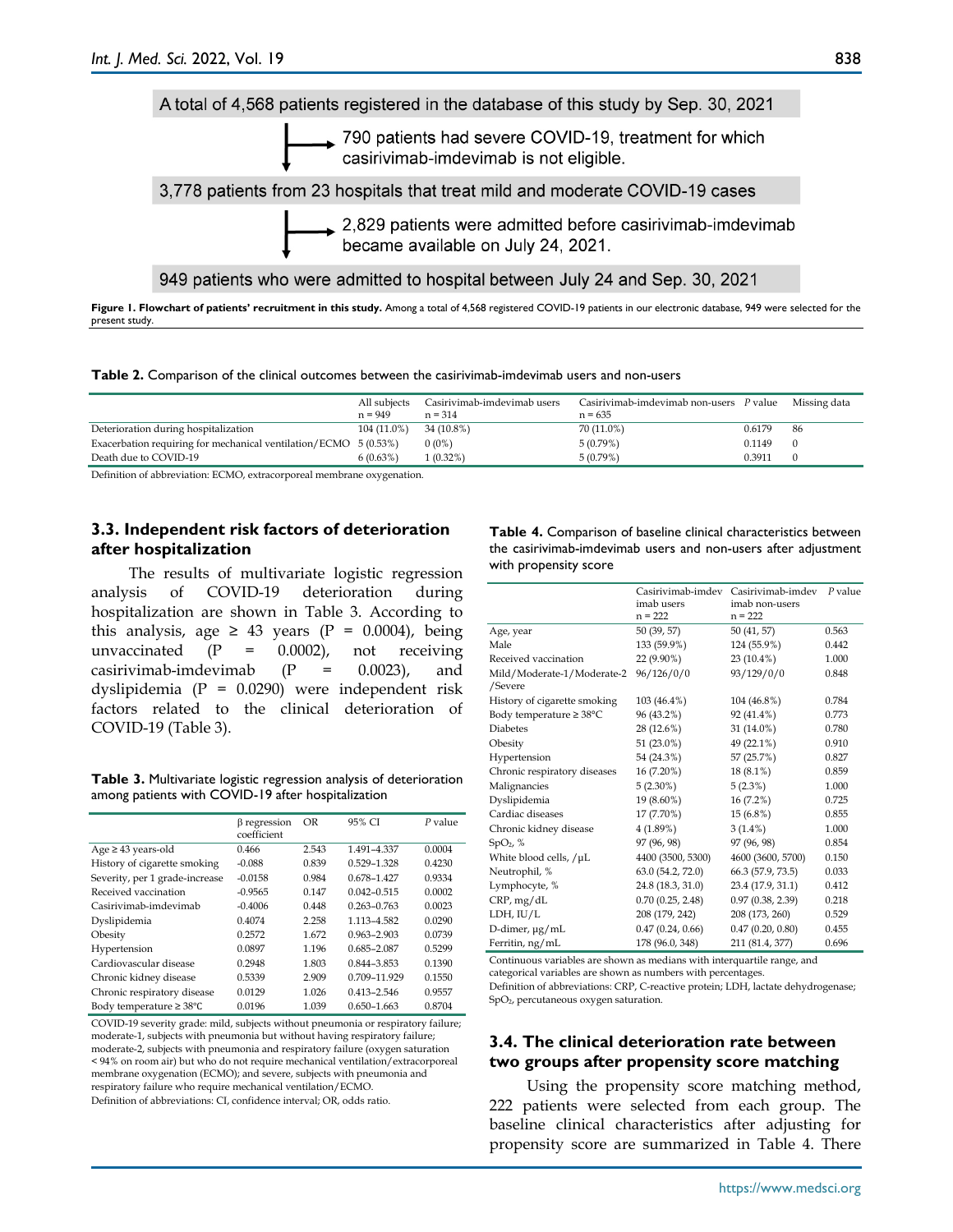A total of 4,568 patients registered in the database of this study by Sep. 30, 2021

→ 790 patients had severe COVID-19, treatment for which casirivimab-imdevimab is not eligible.

3,778 patients from 23 hospitals that treat mild and moderate COVID-19 cases

→ 2,829 patients were admitted before casirivimab-imdevimab became available on July 24, 2021.

949 patients who were admitted to hospital between July 24 and Sep. 30, 2021

**Figure 1. Flowchart of patients' recruitment in this study.** Among a total of 4,568 registered COVID-19 patients in our electronic database, 949 were selected for the present study.

**Table 2.** Comparison of the clinical outcomes between the casirivimab-imdevimab users and non-users

| | All subjects n = 949 | Casirivimab-imdevimab users n = 314 | Casirivimab-imdevimab non-users n = 635 | *P* value | Missing data |
|---|---|---|---|---|---|
| Deterioration during hospitalization | 104 (11.0%) | 34 (10.8%) | 70 (11.0%) | 0.6179 | 86 |
| Exacerbation requiring for mechanical ventilation/ECMO | 5 (0.53%) | 0 (0%) | 5 (0.79%) | 0.1149 | 0 |
| Death due to COVID-19 | 6 (0.63%) | 1 (0.32%) | 5 (0.79%) | 0.3911 | 0 |

Definition of abbreviation: ECMO, extracorporeal membrane oxygenation.

### 3.3. Independent risk factors of deterioration after hospitalization

The results of multivariate logistic regression analysis of COVID-19 deterioration during hospitalization are shown in Table 3. According to this analysis, age ≥ 43 years (P = 0.0004), being unvaccinated (P = 0.0002), not receiving casirivimab-imdevimab (P = 0.0023), and dyslipidemia (P = 0.0290) were independent risk factors related to the clinical deterioration of COVID-19 (Table 3).

**Table 3.** Multivariate logistic regression analysis of deterioration among patients with COVID-19 after hospitalization

| | β regression coefficient | OR | 95% CI | *P* value |
|---|---|---|---|---|
| Age ≥ 43 years-old | 0.466 | 2.543 | 1.491–4.337 | 0.0004 |
| History of cigarette smoking | -0.088 | 0.839 | 0.529–1.328 | 0.4230 |
| Severity, per 1 grade-increase | -0.0158 | 0.984 | 0.678–1.427 | 0.9334 |
| Received vaccination | -0.9565 | 0.147 | 0.042–0.515 | 0.0002 |
| Casirivimab-imdevimab | -0.4006 | 0.448 | 0.263–0.763 | 0.0023 |
| Dyslipidemia | 0.4074 | 2.258 | 1.113–4.582 | 0.0290 |
| Obesity | 0.2572 | 1.672 | 0.963–2.903 | 0.0739 |
| Hypertension | 0.0897 | 1.196 | 0.685–2.087 | 0.5299 |
| Cardiovascular disease | 0.2948 | 1.803 | 0.844–3.853 | 0.1390 |
| Chronic kidney disease | 0.5339 | 2.909 | 0.709–11.929 | 0.1550 |
| Chronic respiratory disease | 0.0129 | 1.026 | 0.413–2.546 | 0.9557 |
| Body temperature ≥ 38°C | 0.0196 | 1.039 | 0.650–1.663 | 0.8704 |

COVID-19 severity grade: mild, subjects without pneumonia or respiratory failure; moderate-1, subjects with pneumonia but without having respiratory failure; moderate-2, subjects with pneumonia and respiratory failure (oxygen saturation < 94% on room air) but who do not require mechanical ventilation/extracorporeal membrane oxygenation (ECMO); and severe, subjects with pneumonia and respiratory failure who require mechanical ventilation/ECMO.
Definition of abbreviations: CI, confidence interval; OR, odds ratio.

**Table 4.** Comparison of baseline clinical characteristics between the casirivimab-imdevimab users and non-users after adjustment with propensity score

| | Casirivimab-imdevimab users n = 222 | Casirivimab-imdevimab non-users n = 222 | *P* value |
|---|---|---|---|
| Age, year | 50 (39, 57) | 50 (41, 57) | 0.563 |
| Male | 133 (59.9%) | 124 (55.9%) | 0.442 |
| Received vaccination | 22 (9.90%) | 23 (10.4%) | 1.000 |
| Mild/Moderate-1/Moderate-2/Severe | 96/126/0/0 | 93/129/0/0 | 0.848 |
| History of cigarette smoking | 103 (46.4%) | 104 (46.8%) | 0.784 |
| Body temperature ≥ 38°C | 96 (43.2%) | 92 (41.4%) | 0.773 |
| Diabetes | 28 (12.6%) | 31 (14.0%) | 0.780 |
| Obesity | 51 (23.0%) | 49 (22.1%) | 0.910 |
| Hypertension | 54 (24.3%) | 57 (25.7%) | 0.827 |
| Chronic respiratory diseases | 16 (7.20%) | 18 (8.1%) | 0.859 |
| Malignancies | 5 (2.30%) | 5 (2.3%) | 1.000 |
| Dyslipidemia | 19 (8.60%) | 16 (7.2%) | 0.725 |
| Cardiac diseases | 17 (7.70%) | 15 (6.8%) | 0.855 |
| Chronic kidney disease | 4 (1.89%) | 3 (1.4%) | 1.000 |
| $SpO_2$, % | 97 (96, 98) | 97 (96, 98) | 0.854 |
| White blood cells, /μL | 4400 (3500, 5300) | 4600 (3600, 5700) | 0.150 |
| Neutrophil, % | 63.0 (54.2, 72.0) | 66.3 (57.9, 73.5) | 0.033 |
| Lymphocyte, % | 24.8 (18.3, 31.0) | 23.4 (17.9, 31.1) | 0.412 |
| CRP, mg/dL | 0.70 (0.25, 2.48) | 0.97 (0.38, 2.39) | 0.218 |
| LDH, IU/L | 208 (179, 242) | 208 (173, 260) | 0.529 |
| D-dimer, μg/mL | 0.47 (0.24, 0.66) | 0.47 (0.20, 0.80) | 0.455 |
| Ferritin, ng/mL | 178 (96.0, 348) | 211 (81.4, 377) | 0.696 |

Continuous variables are shown as medians with interquartile range, and categorical variables are shown as numbers with percentages.
Definition of abbreviations: CRP, C-reactive protein; LDH, lactate dehydrogenase; $SpO_2$, percutaneous oxygen saturation.

### 3.4. The clinical deterioration rate between two groups after propensity score matching

Using the propensity score matching method, 222 patients were selected from each group. The baseline clinical characteristics after adjusting for propensity score are summarized in Table 4. There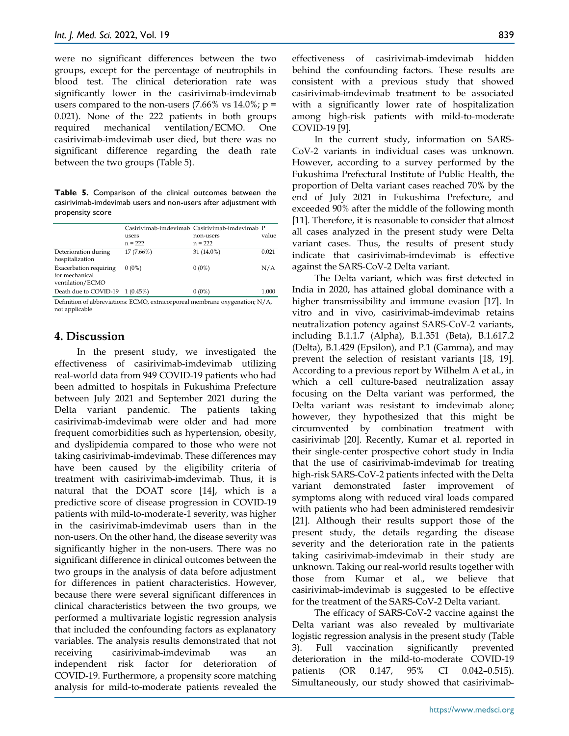were no significant differences between the two groups, except for the percentage of neutrophils in blood test. The clinical deterioration rate was significantly lower in the casirivimab-imdevimab users compared to the non-users (7.66% vs 14.0%; p = 0.021). None of the 222 patients in both groups required mechanical ventilation/ECMO. One casirivimab-imdevimab user died, but there was no significant difference regarding the death rate between the two groups (Table 5).

**Table 5.** Comparison of the clinical outcomes between the casirivimab-imdevimab users and non-users after adjustment with propensity score

| | Casirivimab-imdevimab users n = 222 | Casirivimab-imdevimab non-users n = 222 | P value |
|---|---|---|---|
| Deterioration during hospitalization | 17 (7.66%) | 31 (14.0%) | 0.021 |
| Exacerbation requiring for mechanical ventilation/ECMO | 0 (0%) | 0 (0%) | N/A |
| Death due to COVID-19 | 1 (0.45%) | 0 (0%) | 1.000 |

Definition of abbreviations: ECMO, extracorporeal membrane oxygenation; N/A, not applicable

## 4. Discussion

In the present study, we investigated the effectiveness of casirivimab-imdevimab utilizing real-world data from 949 COVID-19 patients who had been admitted to hospitals in Fukushima Prefecture between July 2021 and September 2021 during the Delta variant pandemic. The patients taking casirivimab-imdevimab were older and had more frequent comorbidities such as hypertension, obesity, and dyslipidemia compared to those who were not taking casirivimab-imdevimab. These differences may have been caused by the eligibility criteria of treatment with casirivimab-imdevimab. Thus, it is natural that the DOAT score [14], which is a predictive score of disease progression in COVID-19 patients with mild-to-moderate-1 severity, was higher in the casirivimab-imdevimab users than in the non-users. On the other hand, the disease severity was significantly higher in the non-users. There was no significant difference in clinical outcomes between the two groups in the analysis of data before adjustment for differences in patient characteristics. However, because there were several significant differences in clinical characteristics between the two groups, we performed a multivariate logistic regression analysis that included the confounding factors as explanatory variables. The analysis results demonstrated that not receiving casirivimab-imdevimab was an independent risk factor for deterioration of COVID-19. Furthermore, a propensity score matching analysis for mild-to-moderate patients revealed the effectiveness of casirivimab-imdevimab hidden behind the confounding factors. These results are consistent with a previous study that showed casirivimab-imdevimab treatment to be associated with a significantly lower rate of hospitalization among high-risk patients with mild-to-moderate COVID-19 [9].

In the current study, information on SARS-CoV-2 variants in individual cases was unknown. However, according to a survey performed by the Fukushima Prefectural Institute of Public Health, the proportion of Delta variant cases reached 70% by the end of July 2021 in Fukushima Prefecture, and exceeded 90% after the middle of the following month [11]. Therefore, it is reasonable to consider that almost all cases analyzed in the present study were Delta variant cases. Thus, the results of present study indicate that casirivimab-imdevimab is effective against the SARS-CoV-2 Delta variant.

The Delta variant, which was first detected in India in 2020, has attained global dominance with a higher transmissibility and immune evasion [17]. In vitro and in vivo, casirivimab-imdevimab retains neutralization potency against SARS-CoV-2 variants, including B.1.1.7 (Alpha), B.1.351 (Beta), B.1.617.2 (Delta), B.1.429 (Epsilon), and P.1 (Gamma), and may prevent the selection of resistant variants [18, 19]. According to a previous report by Wilhelm A et al., in which a cell culture-based neutralization assay focusing on the Delta variant was performed, the Delta variant was resistant to imdevimab alone; however, they hypothesized that this might be circumvented by combination treatment with casirivimab [20]. Recently, Kumar et al. reported in their single-center prospective cohort study in India that the use of casirivimab-imdevimab for treating high-risk SARS-CoV-2 patients infected with the Delta variant demonstrated faster improvement of symptoms along with reduced viral loads compared with patients who had been administered remdesivir [21]. Although their results support those of the present study, the details regarding the disease severity and the deterioration rate in the patients taking casirivimab-imdevimab in their study are unknown. Taking our real-world results together with those from Kumar et al., we believe that casirivimab-imdevimab is suggested to be effective for the treatment of the SARS-CoV-2 Delta variant.

The efficacy of SARS-CoV-2 vaccine against the Delta variant was also revealed by multivariate logistic regression analysis in the present study (Table 3). Full vaccination significantly prevented deterioration in the mild-to-moderate COVID-19 patients (OR 0.147, 95% CI 0.042–0.515). Simultaneously, our study showed that casirivimab-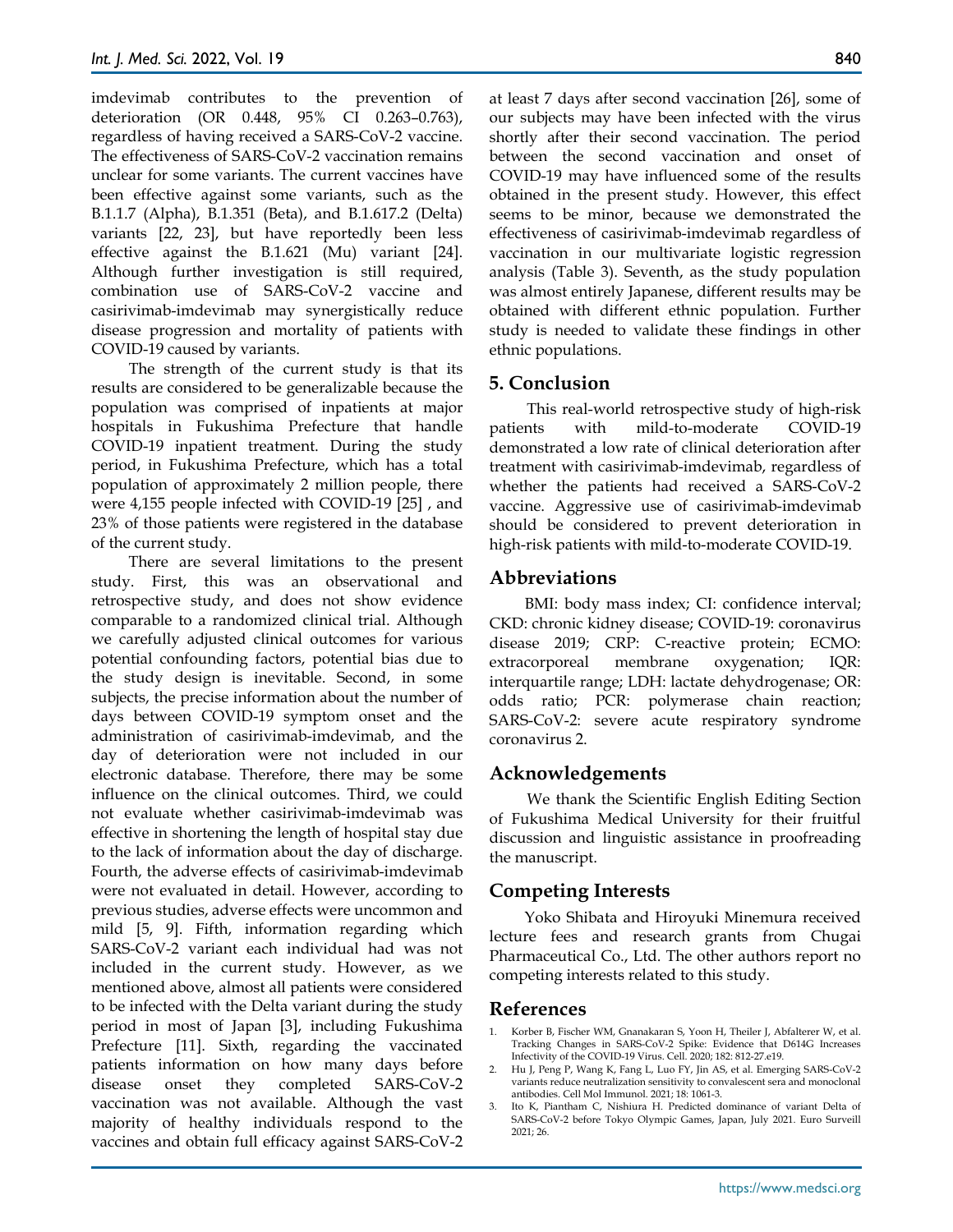imdevimab contributes to the prevention of deterioration (OR 0.448, 95% CI 0.263–0.763), regardless of having received a SARS-CoV-2 vaccine. The effectiveness of SARS-CoV-2 vaccination remains unclear for some variants. The current vaccines have been effective against some variants, such as the B.1.1.7 (Alpha), B.1.351 (Beta), and B.1.617.2 (Delta) variants [22, 23], but have reportedly been less effective against the B.1.621 (Mu) variant [24]. Although further investigation is still required, combination use of SARS-CoV-2 vaccine and casirivimab-imdevimab may synergistically reduce disease progression and mortality of patients with COVID-19 caused by variants.

The strength of the current study is that its results are considered to be generalizable because the population was comprised of inpatients at major hospitals in Fukushima Prefecture that handle COVID-19 inpatient treatment. During the study period, in Fukushima Prefecture, which has a total population of approximately 2 million people, there were 4,155 people infected with COVID-19 [25] , and 23% of those patients were registered in the database of the current study.

There are several limitations to the present study. First, this was an observational and retrospective study, and does not show evidence comparable to a randomized clinical trial. Although we carefully adjusted clinical outcomes for various potential confounding factors, potential bias due to the study design is inevitable. Second, in some subjects, the precise information about the number of days between COVID-19 symptom onset and the administration of casirivimab-imdevimab, and the day of deterioration were not included in our electronic database. Therefore, there may be some influence on the clinical outcomes. Third, we could not evaluate whether casirivimab-imdevimab was effective in shortening the length of hospital stay due to the lack of information about the day of discharge. Fourth, the adverse effects of casirivimab-imdevimab were not evaluated in detail. However, according to previous studies, adverse effects were uncommon and mild [5, 9]. Fifth, information regarding which SARS-CoV-2 variant each individual had was not included in the current study. However, as we mentioned above, almost all patients were considered to be infected with the Delta variant during the study period in most of Japan [3], including Fukushima Prefecture [11]. Sixth, regarding the vaccinated patients information on how many days before disease onset they completed SARS-CoV-2 vaccination was not available. Although the vast majority of healthy individuals respond to the vaccines and obtain full efficacy against SARS-CoV-2 at least 7 days after second vaccination [26], some of our subjects may have been infected with the virus shortly after their second vaccination. The period between the second vaccination and onset of COVID-19 may have influenced some of the results obtained in the present study. However, this effect seems to be minor, because we demonstrated the effectiveness of casirivimab-imdevimab regardless of vaccination in our multivariate logistic regression analysis (Table 3). Seventh, as the study population was almost entirely Japanese, different results may be obtained with different ethnic population. Further study is needed to validate these findings in other ethnic populations.

## 5. Conclusion

This real-world retrospective study of high-risk patients with mild-to-moderate COVID-19 demonstrated a low rate of clinical deterioration after treatment with casirivimab-imdevimab, regardless of whether the patients had received a SARS-CoV-2 vaccine. Aggressive use of casirivimab-imdevimab should be considered to prevent deterioration in high-risk patients with mild-to-moderate COVID-19.

## Abbreviations

BMI: body mass index; CI: confidence interval; CKD: chronic kidney disease; COVID-19: coronavirus disease 2019; CRP: C-reactive protein; ECMO: extracorporeal membrane oxygenation; IQR: interquartile range; LDH: lactate dehydrogenase; OR: odds ratio; PCR: polymerase chain reaction; SARS-CoV-2: severe acute respiratory syndrome coronavirus 2.

## Acknowledgements

We thank the Scientific English Editing Section of Fukushima Medical University for their fruitful discussion and linguistic assistance in proofreading the manuscript.

## Competing Interests

Yoko Shibata and Hiroyuki Minemura received lecture fees and research grants from Chugai Pharmaceutical Co., Ltd. The other authors report no competing interests related to this study.

## References

1. Korber B, Fischer WM, Gnanakaran S, Yoon H, Theiler J, Abfalterer W, et al. Tracking Changes in SARS-CoV-2 Spike: Evidence that D614G Increases Infectivity of the COVID-19 Virus. Cell. 2020; 182: 812-27.e19.
2. Hu J, Peng P, Wang K, Fang L, Luo FY, Jin AS, et al. Emerging SARS-CoV-2 variants reduce neutralization sensitivity to convalescent sera and monoclonal antibodies. Cell Mol Immunol. 2021; 18: 1061-3.
3. Ito K, Piantham C, Nishiura H. Predicted dominance of variant Delta of SARS-CoV-2 before Tokyo Olympic Games, Japan, July 2021. Euro Surveill 2021; 26.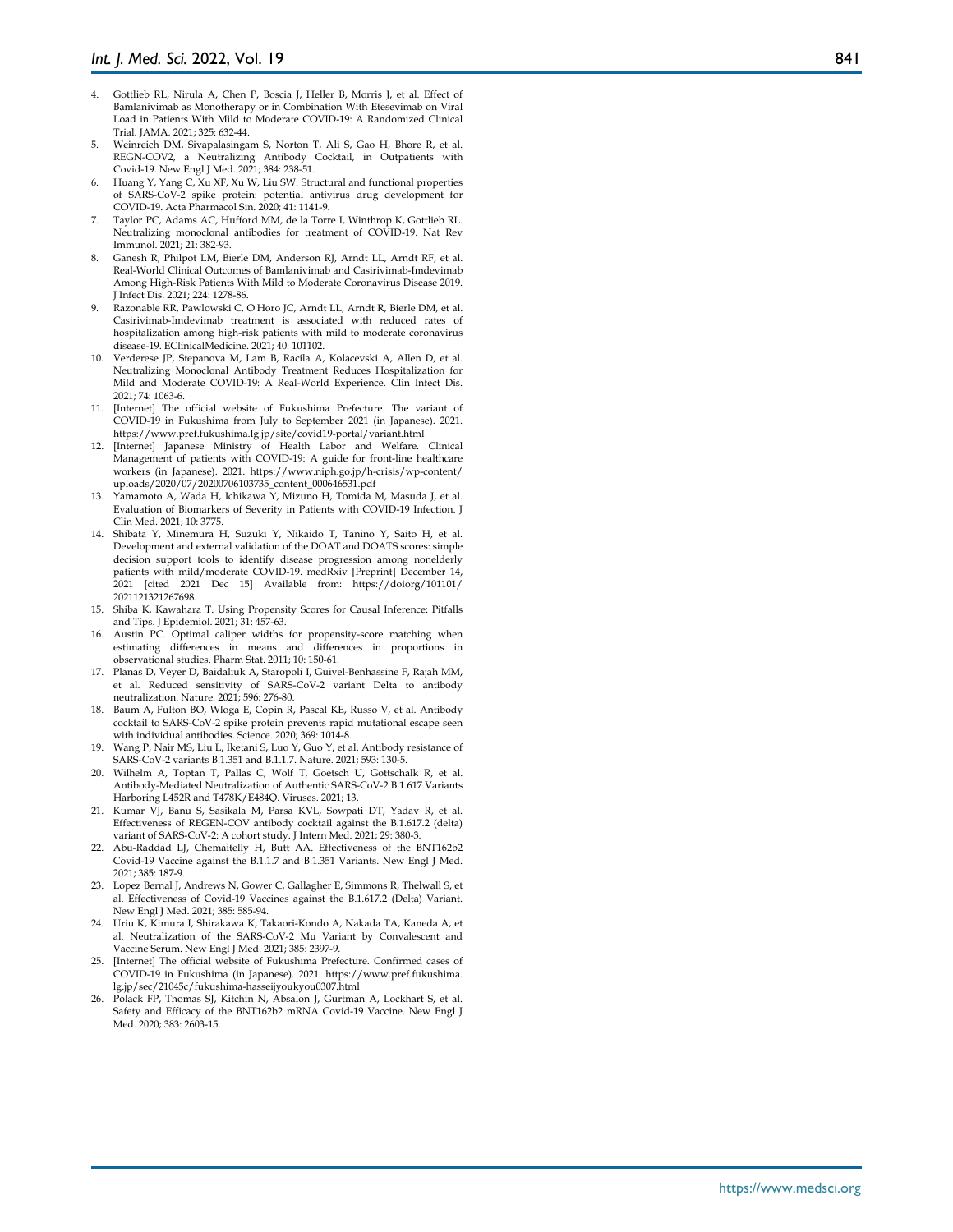4. Gottlieb RL, Nirula A, Chen P, Boscia J, Heller B, Morris J, et al. Effect of Bamlanivimab as Monotherapy or in Combination With Etesevimab on Viral Load in Patients With Mild to Moderate COVID-19: A Randomized Clinical Trial. JAMA. 2021; 325: 632-44.
5. Weinreich DM, Sivapalasingam S, Norton T, Ali S, Gao H, Bhore R, et al. REGN-COV2, a Neutralizing Antibody Cocktail, in Outpatients with Covid-19. New Engl J Med. 2021; 384: 238-51.
6. Huang Y, Yang C, Xu XF, Xu W, Liu SW. Structural and functional properties of SARS-CoV-2 spike protein: potential antivirus drug development for COVID-19. Acta Pharmacol Sin. 2020; 41: 1141-9.
7. Taylor PC, Adams AC, Hufford MM, de la Torre I, Winthrop K, Gottlieb RL. Neutralizing monoclonal antibodies for treatment of COVID-19. Nat Rev Immunol. 2021; 21: 382-93.
8. Ganesh R, Philpot LM, Bierle DM, Anderson RJ, Arndt LL, Arndt RF, et al. Real-World Clinical Outcomes of Bamlanivimab and Casirivimab-Imdevimab Among High-Risk Patients With Mild to Moderate Coronavirus Disease 2019. J Infect Dis. 2021; 224: 1278-86.
9. Razonable RR, Pawlowski C, O'Horo JC, Arndt LL, Arndt R, Bierle DM, et al. Casirivimab-Imdevimab treatment is associated with reduced rates of hospitalization among high-risk patients with mild to moderate coronavirus disease-19. EClinicalMedicine. 2021; 40: 101102.
10. Verderese JP, Stepanova M, Lam B, Racila A, Kolacevski A, Allen D, et al. Neutralizing Monoclonal Antibody Treatment Reduces Hospitalization for Mild and Moderate COVID-19: A Real-World Experience. Clin Infect Dis. 2021; 74: 1063-6.
11. [Internet] The official website of Fukushima Prefecture. The variant of COVID-19 in Fukushima from July to September 2021 (in Japanese). 2021. https://www.pref.fukushima.lg.jp/site/covid19-portal/variant.html
12. [Internet] Japanese Ministry of Health Labor and Welfare. Clinical Management of patients with COVID-19: A guide for front-line healthcare workers (in Japanese). 2021. https://www.niph.go.jp/h-crisis/wp-content/uploads/2020/07/20200706103735_content_000646531.pdf
13. Yamamoto A, Wada H, Ichikawa Y, Mizuno H, Tomida M, Masuda J, et al. Evaluation of Biomarkers of Severity in Patients with COVID-19 Infection. J Clin Med. 2021; 10: 3775.
14. Shibata Y, Minemura H, Suzuki Y, Nikaido T, Tanino Y, Saito H, et al. Development and external validation of the DOAT and DOATS scores: simple decision support tools to identify disease progression among nonelderly patients with mild/moderate COVID-19. medRxiv [Preprint] December 14, 2021 [cited 2021 Dec 15] Available from: https://doiorg/101101/2021121321267698.
15. Shiba K, Kawahara T. Using Propensity Scores for Causal Inference: Pitfalls and Tips. J Epidemiol. 2021; 31: 457-63.
16. Austin PC. Optimal caliper widths for propensity-score matching when estimating differences in means and differences in proportions in observational studies. Pharm Stat. 2011; 10: 150-61.
17. Planas D, Veyer D, Baidaliuk A, Staropoli I, Guivel-Benhassine F, Rajah MM, et al. Reduced sensitivity of SARS-CoV-2 variant Delta to antibody neutralization. Nature. 2021; 596: 276-80.
18. Baum A, Fulton BO, Wloga E, Copin R, Pascal KE, Russo V, et al. Antibody cocktail to SARS-CoV-2 spike protein prevents rapid mutational escape seen with individual antibodies. Science. 2020; 369: 1014-8.
19. Wang P, Nair MS, Liu L, Iketani S, Luo Y, Guo Y, et al. Antibody resistance of SARS-CoV-2 variants B.1.351 and B.1.1.7. Nature. 2021; 593: 130-5.
20. Wilhelm A, Toptan T, Pallas C, Wolf T, Goetsch U, Gottschalk R, et al. Antibody-Mediated Neutralization of Authentic SARS-CoV-2 B.1.617 Variants Harboring L452R and T478K/E484Q. Viruses. 2021; 13.
21. Kumar VJ, Banu S, Sasikala M, Parsa KVL, Sowpati DT, Yadav R, et al. Effectiveness of REGEN-COV antibody cocktail against the B.1.617.2 (delta) variant of SARS-CoV-2: A cohort study. J Intern Med. 2021; 29: 380-3.
22. Abu-Raddad LJ, Chemaitelly H, Butt AA. Effectiveness of the BNT162b2 Covid-19 Vaccine against the B.1.1.7 and B.1.351 Variants. New Engl J Med. 2021; 385: 187-9.
23. Lopez Bernal J, Andrews N, Gower C, Gallagher E, Simmons R, Thelwall S, et al. Effectiveness of Covid-19 Vaccines against the B.1.617.2 (Delta) Variant. New Engl J Med. 2021; 385: 585-94.
24. Uriu K, Kimura I, Shirakawa K, Takaori-Kondo A, Nakada TA, Kaneda A, et al. Neutralization of the SARS-CoV-2 Mu Variant by Convalescent and Vaccine Serum. New Engl J Med. 2021; 385: 2397-9.
25. [Internet] The official website of Fukushima Prefecture. Confirmed cases of COVID-19 in Fukushima (in Japanese). 2021. https://www.pref.fukushima.lg.jp/sec/21045c/fukushima-hasseijyoukyou0307.html
26. Polack FP, Thomas SJ, Kitchin N, Absalon J, Gurtman A, Lockhart S, et al. Safety and Efficacy of the BNT162b2 mRNA Covid-19 Vaccine. New Engl J Med. 2020; 383: 2603-15.